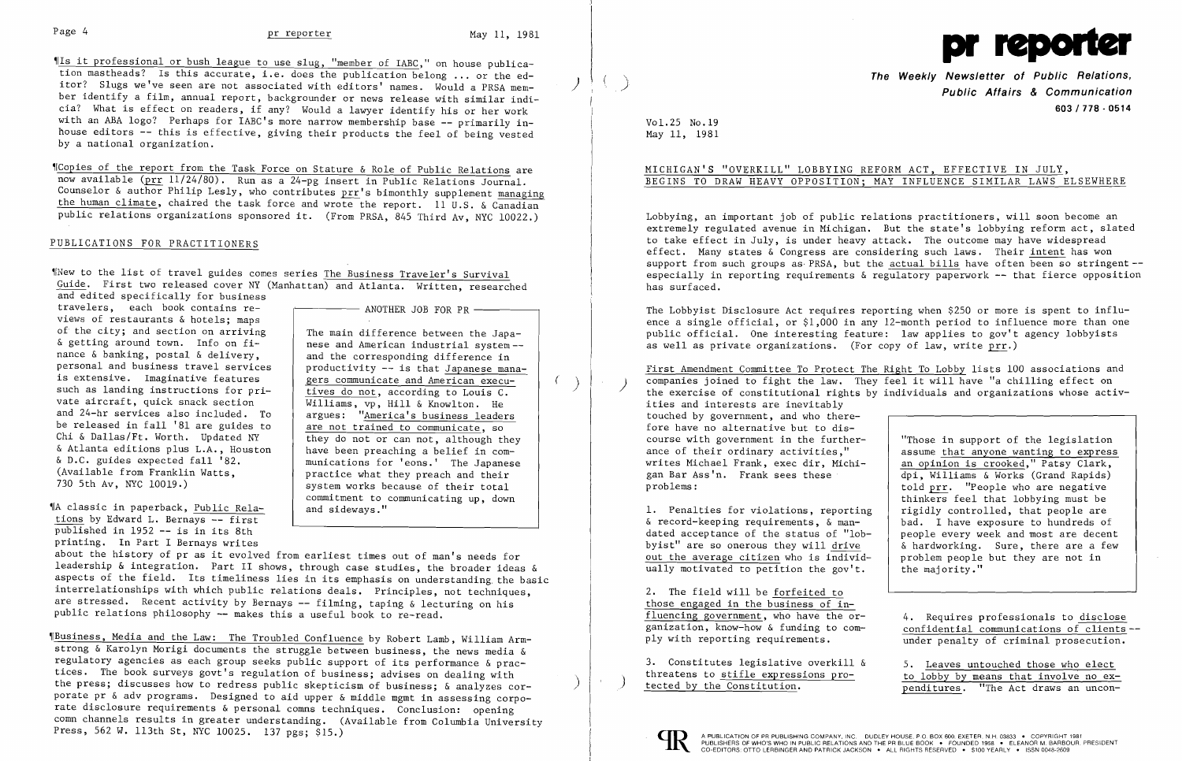¶Is it professional or bush league to use slug, "member of IABC," on house publication mastheads? Is this accurate, i.e. does the publication belong ... or the editor? Slugs we've seen are not associated with editors' names. Would a PRSA member identify a film, annual report, backgrounder or news release with similar indicia? What is effect on readers, if any? Would a lawyer identify his or her work with an ABA logo? Perhaps for IABC's more narrow membership base -- primarily inhouse editors -- this is effective, giving their products the feel of being vested by a national organization.

¶Copies of the report from the Task Force on Stature & Role of Public Relations are now available (prr 11/24/80). Run as a 24-pg insert in Public Relations Journal. Counselor & author Philip Lesly, who contributes prr's bimonthly supplement managing the human climate, chaired the task force and wrote the report. 11 U.S. & Canadian public relations organizations sponsored it. (From PRSA, 845 Third Av, NYC 10022.)

## PUBLICATIONS FOR PRACTITIONERS

¶New to the list of travel guides comes series The Business Traveler's Survival Guide. First two released cover NY (Manhattan) and Atlanta. Written, researched and edited specifically for business travelers, each book contains reviews of restaurants & hotels; maps of the city; and section on arriving & getting around town. Info on finance & banking, postal & delivery, personal and business travel services is extensive. Imaginative features such as landing instructions for private aircraft, quick snack section and 24-hr services also included. To be released in fall '81 are guides to Chi & Dallas/Ft. Worth. Updated NY & Atlanta editions plus L.A., Houston & D.C. guides expected fall '82. (Available from Franklin Watts, 730 5th Av, NYC 10019.)

> **ANOTHER JOB FOR PR**
>
> The main difference between the Japanese and American industrial system -- and the corresponding difference in productivity -- is that Japanese managers communicate and American executives do not, according to Louis C. Williams, vp, Hill & Knowlton. He argues: "America's business leaders are not trained to communicate, so they do not or can not, although they have been preaching a belief in communications for 'eons.' The Japanese practice what they preach and their system works because of their total commitment to communicating up, down and sideways."

¶A classic in paperback, Public Relations by Edward L. Bernays -- first published in 1952 -- is in its 8th printing. In Part I Bernays writes about the history of pr as it evolved from earliest times out of man's needs for leadership & integration. Part II shows, through case studies, the broader ideas & aspects of the field. Its timeliness lies in its emphasis on understanding the basic interrelationships with which public relations deals. Principles, not techniques, are stressed. Recent activity by Bernays -- filming, taping & lecturing on his public relations philosophy -- makes this a useful book to re-read.

¶Business, Media and the Law: The Troubled Confluence by Robert Lamb, William Armstrong & Karolyn Morigi documents the struggle between business, the news media & regulatory agencies as each group seeks public support of its performance & practices. The book surveys govt's regulation of business; advises on dealing with the press; discusses how to redress public skepticism of business; & analyzes corporate pr & adv programs. Designed to aid upper & middle mgmt in assessing corporate disclosure requirements & personal comns techniques. Conclusion: opening comn channels results in greater understanding. (Available from Columbia University Press, 562 W. 113th St, NYC 10025. 137 pgs; $15.)

# pr reporter

**The Weekly Newsletter of Public Relations, Public Affairs & Communication**

603 / 778 - 0514

Vol.25 No.19
May 11, 1981

## MICHIGAN'S "OVERKILL" LOBBYING REFORM ACT, EFFECTIVE IN JULY, BEGINS TO DRAW HEAVY OPPOSITION; MAY INFLUENCE SIMILAR LAWS ELSEWHERE

Lobbying, an important job of public relations practitioners, will soon become an extremely regulated avenue in Michigan. But the state's lobbying reform act, slated to take effect in July, is under heavy attack. The outcome may have widespread effect. Many states & Congress are considering such laws. Their intent has won support from such groups as PRSA, but the actual bills have often been so stringent -- especially in reporting requirements & regulatory paperwork -- that fierce opposition has surfaced.

The Lobbyist Disclosure Act requires reporting when $250 or more is spent to influence a single official, or $1,000 in any 12-month period to influence more than one public official. One interesting feature: law applies to gov't agency lobbyists as well as private organizations. (For copy of law, write prr.)

First Amendment Committee To Protect The Right To Lobby lists 100 associations and companies joined to fight the law. They feel it will have "a chilling effect on the exercise of constitutional rights by individuals and organizations whose activities and interests are inevitably touched by government, and who therefore have no alternative but to discourse with government in the furtherance of their ordinary activities," writes Michael Frank, exec dir, Michigan Bar Ass'n. Frank sees these problems:

> "Those in support of the legislation assume that anyone wanting to express an opinion is crooked," Patsy Clark, dpi, Williams & Works (Grand Rapids) told prr. "People who are negative thinkers feel that lobbying must be rigidly controlled, that people are bad. I have exposure to hundreds of people every week and most are decent & hardworking. Sure, there are a few problem people but they are not in the majority."

1. Penalties for violations, reporting & record-keeping requirements, & mandated acceptance of the status of "lobbyist" are so onerous they will drive out the average citizen who is individually motivated to petition the gov't.

2. The field will be forfeited to those engaged in the business of influencing government, who have the organization, know-how & funding to comply with reporting requirements.

3. Constitutes legislative overkill & threatens to stifle expressions protected by the Constitution.

4. Requires professionals to disclose confidential communications of clients -- under penalty of criminal prosecution.

5. Leaves untouched those who elect to lobby by means that involve no expenditures. "The Act draws an uncon-

A PUBLICATION OF PR PUBLISHING COMPANY, INC. DUDLEY HOUSE, P.O. BOX 600, EXETER, N.H. 03833 • COPYRIGHT 1981 PUBLISHERS OF WHO'S WHO IN PUBLIC RELATIONS AND THE PR BLUE BOOK • FOUNDED 1958 • ELEANOR M. BARBOUR, PRESIDENT CO-EDITORS: OTTO LERBINGER AND PATRICK JACKSON • ALL RIGHTS RESERVED • $100 YEARLY • ISSN 0048-2609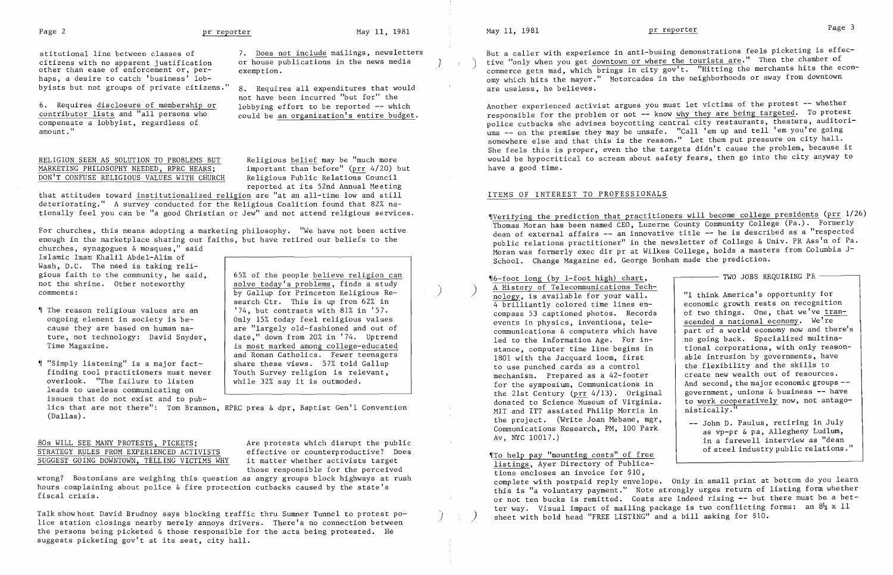stitutional line between classes of citizens with no apparent justification other than ease of enforcement or, perhaps, a desire to catch 'business' lobbyists but not groups of private citizens."

6. Requires disclosure of membership or contributor lists and "all persons who compensate a lobbyist, regardless of amount."

7. Does not include mailings, newsletters or house publications in the news media exemption.

8. Requires all expenditures that would not have been incurred "but for" the lobbying effort to be reported -- which could be an organization's entire budget.

## RELIGION SEEN AS SOLUTION TO PROBLEMS BUT MARKETING PHILOSOPHY NEEDED, RPRC HEARS; DON'T CONFUSE RELIGIOUS VALUES WITH CHURCH

Religious belief may be "much more important than before" (prr 4/20) but Religious Public Relations Council reported at its 52nd Annual Meeting that attitudes toward institutionalized religion are "at an all-time low and still deteriorating." A survey conducted for the Religious Coalition found that 82% nationally feel you can be "a good Christian or Jew" and not attend religious services.

For churches, this means adopting a marketing philosophy. "We have not been active enough in the marketplace sharing our faiths, but have retired our beliefs to the churches, synagogues & mosques," said Islamic Imam Khalil Abdel-Alim of Wash, D.C. The need is taking religious faith to the community, he said, not the shrine. Other noteworthy comments:

> 65% of the people believe religion can solve today's problems, finds a study by Gallup for Princeton Religious Research Ctr. This is up from 62% in '74, but contrasts with 81% in '57. Only 15% today feel religious values are "largely old-fashioned and out of date," down from 20% in '74. Uptrend is most marked among college-educated and Roman Catholics. Fewer teenagers share these views. 57% told Gallup Youth Survey religion is relevant, while 32% say it is outmoded.

¶ The reason religious values are an ongoing element in society is because they are based on human nature, not technology: David Snyder, Time Magazine.

¶ "Simply listening" is a major fact-finding tool practitioners must never overlook. "The failure to listen leads to useless communicating on issues that do not exist and to publics that are not there": Tom Brannon, RPRC pres & dpr, Baptist Gen'l Convention (Dallas).

## 80s WILL SEE MANY PROTESTS, PICKETS; STRATEGY RULES FROM EXPERIENCED ACTIVISTS SUGGEST GOING DOWNTOWN, TELLING VICTIMS WHY

Are protests which disrupt the public effective or counterproductive? Does it matter whether activists target those responsible for the perceived wrong? Bostonians are weighing this question as angry groups block highways at rush hours complaining about police & fire protection cutbacks caused by the state's fiscal crisis.

Talk show host David Brudnoy says blocking traffic thru Sumner Tunnel to protest police station closings nearby merely annoys drivers. There's no connection between the persons being picketed & those responsible for the acts being protested. He suggests picketing gov't at its seat, city hall.

But a caller with experience in anti-busing demonstrations feels picketing is effective "only when you get downtown or where the tourists are." Then the chamber of commerce gets mad, which brings in city gov't. "Hitting the merchants hits the economy which hits the mayor." Motorcades in the neighborhoods or away from downtown are useless, he believes.

Another experienced activist argues you must let victims of the protest -- whether responsible for the problem or not -- know why they are being targeted. To protest police cutbacks she advises boycotting central city restaurants, theaters, auditoriums -- on the premise they may be unsafe. "Call 'em up and tell 'em you're going somewhere else and that this is the reason." Let them put pressure on city hall. She feels this is proper, even tho the targets didn't cause the problem, because it would be hypocritical to scream about safety fears, then go into the city anyway to have a good time.

## ITEMS OF INTEREST TO PROFESSIONALS

¶Verifying the prediction that practitioners will become college presidents (prr 1/26) Thomas Moran has been named CEO, Luzerne County Community College (Pa.). Formerly dean of external affairs -- an innovative title -- he is described as a "respected public relations practitioner" in the newsletter of College & Univ. PR Ass'n of Pa. Moran was formerly exec dir pr at Wilkes College, holds a masters from Columbia J-School. Change Magazine ed. George Bonham made the prediction.

¶6-foot long (by 1-foot high) chart, A History of Telecommunications Technology, is available for your wall. 4 brilliantly colored time lines encompass 53 captioned photos. Records events in physics, inventions, telecommunications & computers which have led to the Information Age. For instance, computer time line begins in 1801 with the Jacquard loom, first to use punched cards as a control mechanism. Prepared as a 42-footer for the symposium, Communications in the 21st Century (prr 4/13). Original donated to Science Museum of Virginia. MIT and ITT assisted Philip Morris in the project. (Write Joan Mebane, mgr, Communications Research, PM, 100 Park Av, NYC 10017.)

> **TWO JOBS REQUIRING PR**
>
> "I think America's opportunity for economic growth rests on recognition of two things. One, that we've transcended a national economy. We're part of a world economy now and there's no going back. Specialized multinational corporations, with only reasonable intrusion by governments, have the flexibility and the skills to create new wealth out of resources. And second, the major economic groups -- government, unions & business -- have to work cooperatively now, not antagonistically."
>
> -- John D. Paulus, retiring in July as vp-pr & pa, Allegheny Ludlum, in a farewell interview as "dean of steel industry public relations."

¶To help pay "mounting costs" of free listings, Ayer Directory of Publications encloses an invoice for $10, complete with postpaid reply envelope. Only in small print at bottom do you learn this is "a voluntary payment." Note strongly urges return of listing form whether or not ten bucks is remitted. Costs are indeed rising -- but there must be a better way. Visual impact of mailing package is two conflicting forms: an $8\frac{1}{2}$ x 11 sheet with bold head "FREE LISTING" and a bill asking for $10.